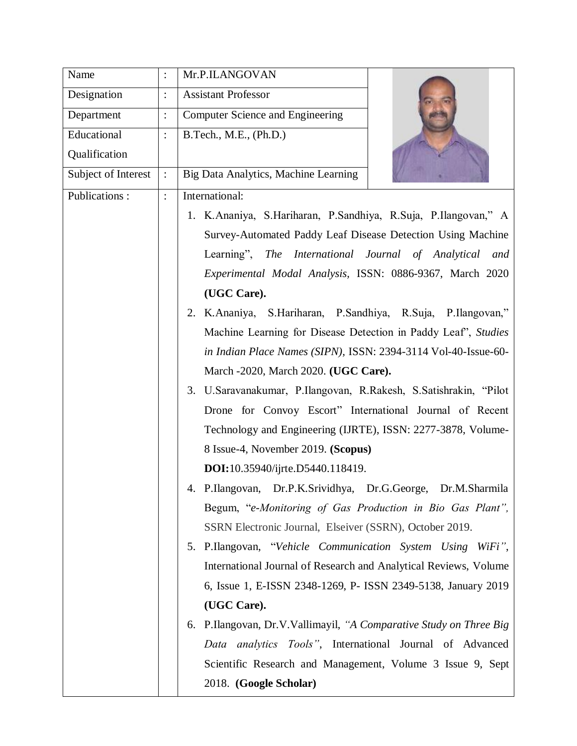| Name | : | Mr.P.ILANGOVAN |
|---|---|---|
| Designation | : | Assistant Professor |
| Department | : | Computer Science and Engineering |
| Educational Qualification | : | B.Tech., M.E., (Ph.D.) |
| Subject of Interest | : | Big Data Analytics, Machine Learning |
| Publications : | : | International:<br>1. K.Ananiya, S.Hariharan, P.Sandhiya, R.Suja, P.Ilangovan," A Survey-Automated Paddy Leaf Disease Detection Using Machine Learning", *The International Journal of Analytical and Experimental Modal Analysis,* ISSN: 0886-9367, March 2020 **(UGC Care).**<br>2. K.Ananiya, S.Hariharan, P.Sandhiya, R.Suja, P.Ilangovan," Machine Learning for Disease Detection in Paddy Leaf", *Studies in Indian Place Names (SIPN),* ISSN: 2394-3114 Vol-40-Issue-60-March -2020, March 2020. **(UGC Care).**<br>3. U.Saravanakumar, P.Ilangovan, R.Rakesh, S.Satishrakin, "Pilot Drone for Convoy Escort" International Journal of Recent Technology and Engineering (IJRTE), ISSN: 2277-3878, Volume-8 Issue-4, November 2019. **(Scopus)** **DOI:**10.35940/ijrte.D5440.118419.<br>4. P.Ilangovan, Dr.P.K.Srividhya, Dr.G.George, Dr.M.Sharmila Begum, "*e-Monitoring of Gas Production in Bio Gas Plant",* SSRN Electronic Journal, Elseiver (SSRN), October 2019.<br>5. P.Ilangovan, "*Vehicle Communication System Using WiFi",* International Journal of Research and Analytical Reviews, Volume 6, Issue 1, E-ISSN 2348-1269, P- ISSN 2349-5138, January 2019 **(UGC Care).**<br>6. P.Ilangovan, Dr.V.Vallimayil, *"A Comparative Study on Three Big Data analytics Tools"*, International Journal of Advanced Scientific Research and Management, Volume 3 Issue 9, Sept 2018. **(Google Scholar)** |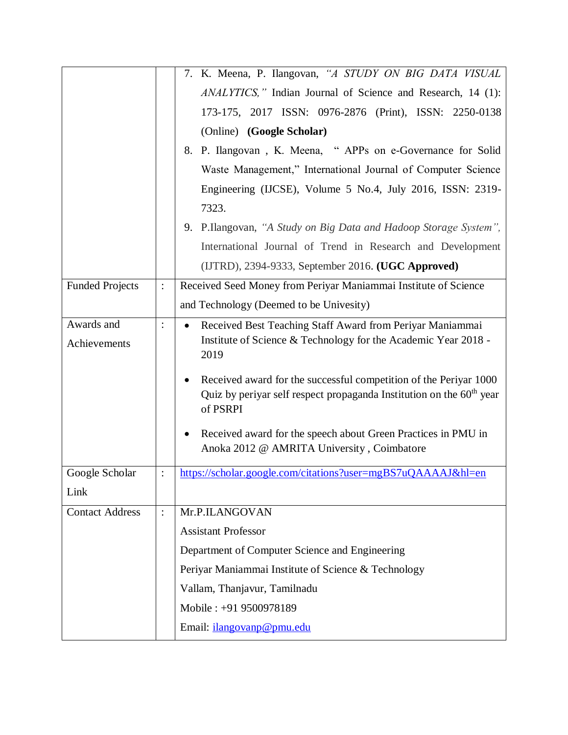| | | |
|---|---|---|
| | | 7. K. Meena, P. Ilangovan, *"A STUDY ON BIG DATA VISUAL ANALYTICS,"* Indian Journal of Science and Research, 14 (1): 173-175, 2017 ISSN: 0976-2876 (Print), ISSN: 2250-0138 (Online) **(Google Scholar)**<br>8. P. Ilangovan , K. Meena, " APPs on e-Governance for Solid Waste Management," International Journal of Computer Science Engineering (IJCSE), Volume 5 No.4, July 2016, ISSN: 2319-7323.<br>9. P.Ilangovan, *"A Study on Big Data and Hadoop Storage System",* International Journal of Trend in Research and Development (IJTRD), 2394-9333, September 2016. **(UGC Approved)** |
| Funded Projects | : | Received Seed Money from Periyar Maniammai Institute of Science and Technology (Deemed to be Univesity) |
| Awards and Achievements | : | • Received Best Teaching Staff Award from Periyar Maniammai Institute of Science & Technology for the Academic Year 2018 - 2019<br>• Received award for the successful competition of the Periyar 1000 Quiz by periyar self respect propaganda Institution on the 60th year of PSRPI<br>• Received award for the speech about Green Practices in PMU in Anoka 2012 @ AMRITA University , Coimbatore |
| Google Scholar Link | : | https://scholar.google.com/citations?user=mgBS7uQAAAAJ&hl=en |
| Contact Address | : | Mr.P.ILANGOVAN<br>Assistant Professor<br>Department of Computer Science and Engineering<br>Periyar Maniammai Institute of Science & Technology<br>Vallam, Thanjavur, Tamilnadu<br>Mobile : +91 9500978189<br>Email: ilangovanp@pmu.edu |